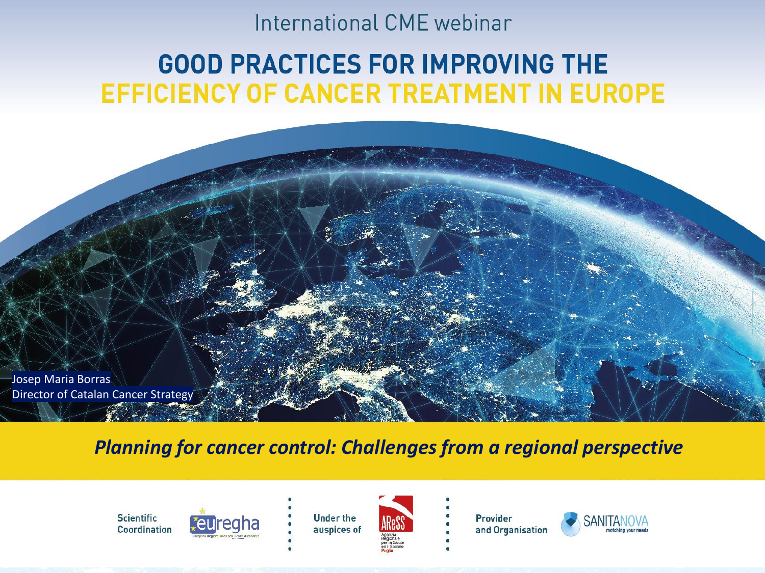International CME webinar

# GOOD PRACTICES FOR IMPROVING THE EFFICIENCY OF CANCER TREATMENT IN EUROPE

Josep Maria Borras
Director of Catalan Cancer Strategy

***Planning for cancer control: Challenges from a regional perspective***

Scientific Coordination — euregha (European Regional and Local Health Authorities)

Under the auspices of — AReSS (Agenzia Regionale per la Salute ed il Sociale Puglia)

Provider and Organisation — SANITANOVA (matching your needs)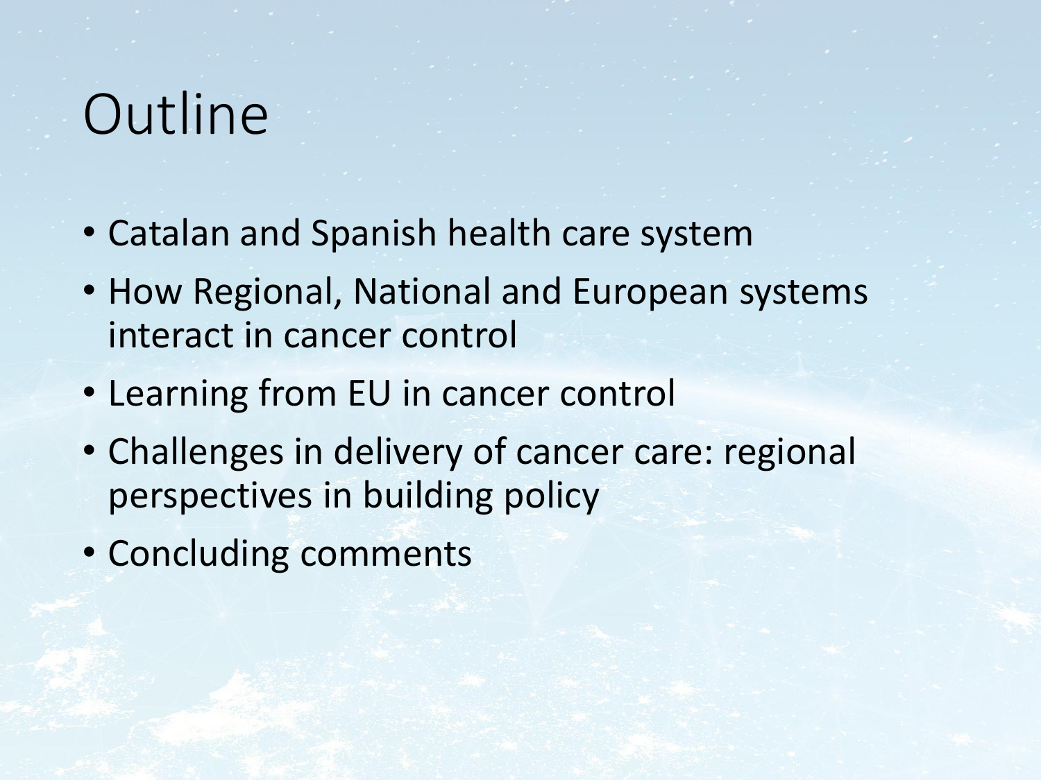# Outline

- Catalan and Spanish health care system
- How Regional, National and European systems interact in cancer control
- Learning from EU in cancer control
- Challenges in delivery of cancer care: regional perspectives in building policy
- Concluding comments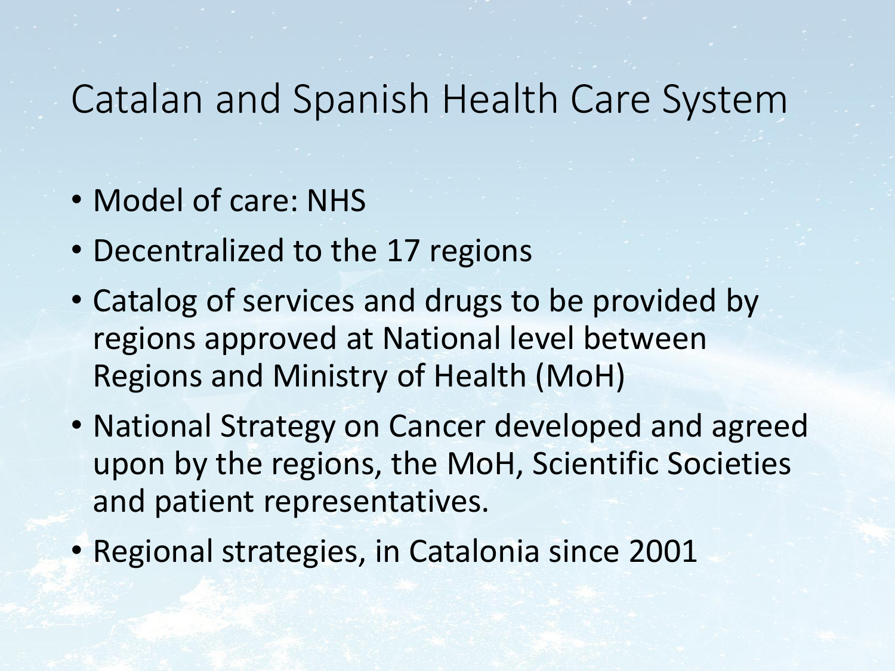# Catalan and Spanish Health Care System

- Model of care: NHS
- Decentralized to the 17 regions
- Catalog of services and drugs to be provided by regions approved at National level between Regions and Ministry of Health (MoH)
- National Strategy on Cancer developed and agreed upon by the regions, the MoH, Scientific Societies and patient representatives.
- Regional strategies, in Catalonia since 2001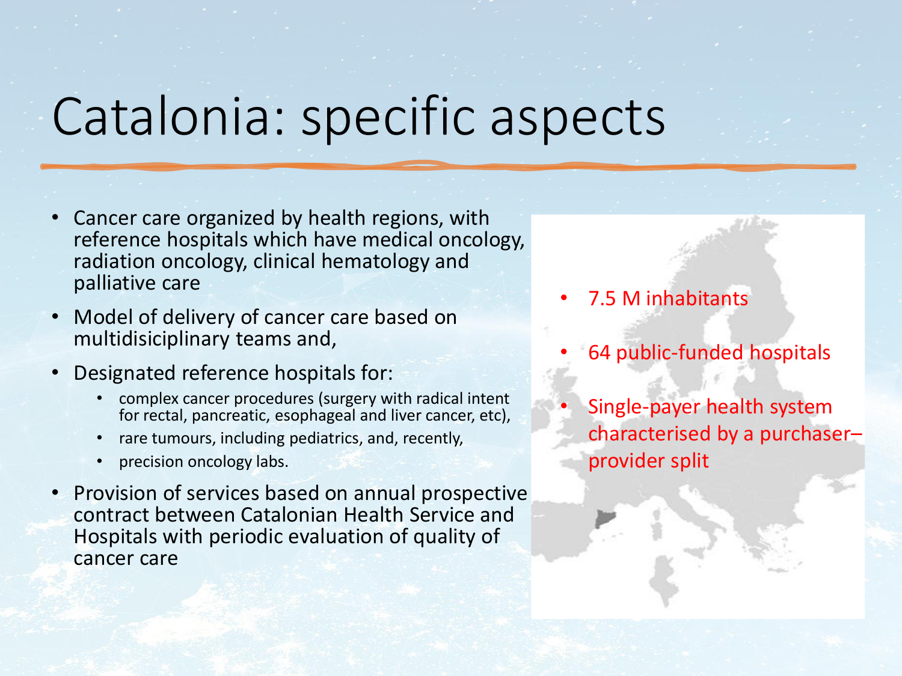# Catalonia: specific aspects

- Cancer care organized by health regions, with reference hospitals which have medical oncology, radiation oncology, clinical hematology and palliative care
- Model of delivery of cancer care based on multidisiciplinary teams and,
- Designated reference hospitals for:
  - complex cancer procedures (surgery with radical intent for rectal, pancreatic, esophageal and liver cancer, etc),
  - rare tumours, including pediatrics, and, recently,
  - precision oncology labs.
- Provision of services based on annual prospective contract between Catalonian Health Service and Hospitals with periodic evaluation of quality of cancer care

- 7.5 M inhabitants
- 64 public-funded hospitals
- Single-payer health system characterised by a purchaser–provider split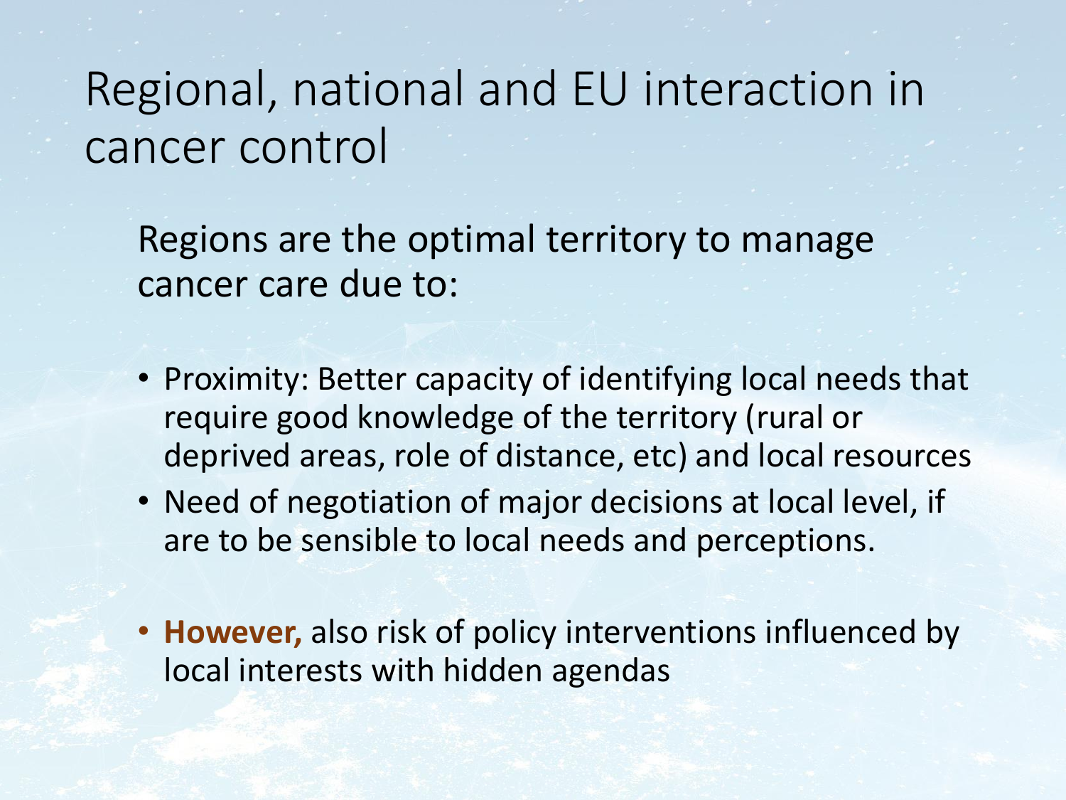# Regional, national and EU interaction in cancer control

Regions are the optimal territory to manage cancer care due to:

- Proximity: Better capacity of identifying local needs that require good knowledge of the territory (rural or deprived areas, role of distance, etc) and local resources
- Need of negotiation of major decisions at local level, if are to be sensible to local needs and perceptions.

- **However,** also risk of policy interventions influenced by local interests with hidden agendas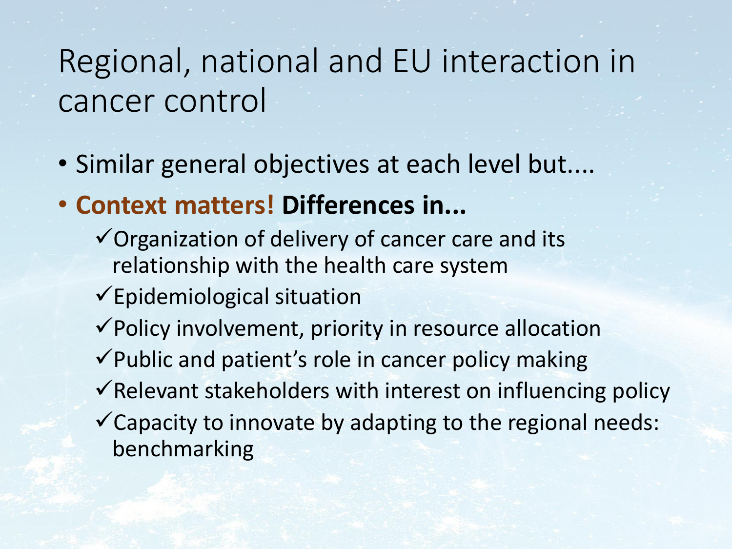# Regional, national and EU interaction in cancer control

- Similar general objectives at each level but....
- **Context matters! Differences in...**
  - ✓Organization of delivery of cancer care and its relationship with the health care system
  - ✓Epidemiological situation
  - ✓Policy involvement, priority in resource allocation
  - ✓Public and patient's role in cancer policy making
  - ✓Relevant stakeholders with interest on influencing policy
  - ✓Capacity to innovate by adapting to the regional needs: benchmarking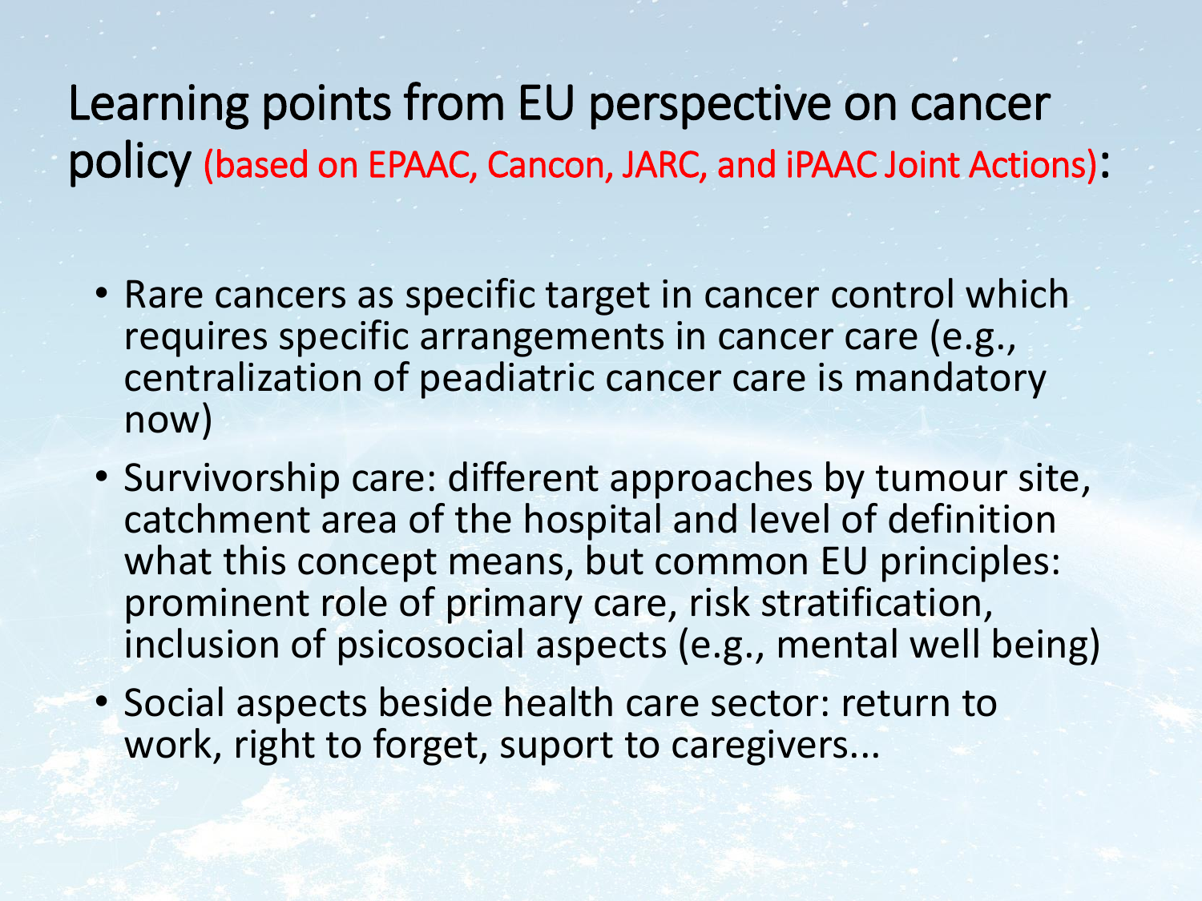# Learning points from EU perspective on cancer policy (based on EPAAC, Cancon, JARC, and iPAAC Joint Actions):

- Rare cancers as specific target in cancer control which requires specific arrangements in cancer care (e.g., centralization of peadiatric cancer care is mandatory now)
- Survivorship care: different approaches by tumour site, catchment area of the hospital and level of definition what this concept means, but common EU principles: prominent role of primary care, risk stratification, inclusion of psicosocial aspects (e.g., mental well being)
- Social aspects beside health care sector: return to work, right to forget, suport to caregivers...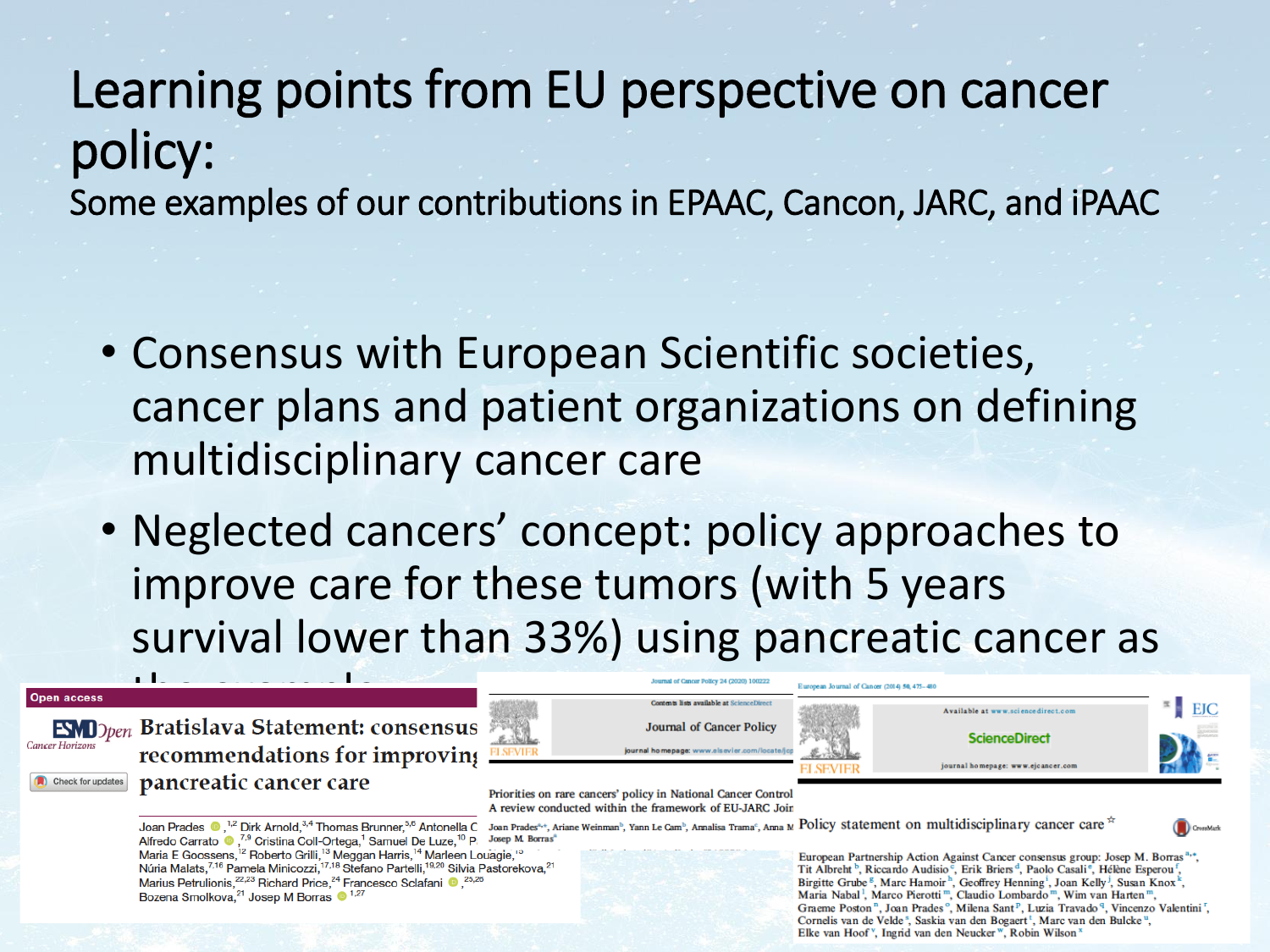# Learning points from EU perspective on cancer policy:

Some examples of our contributions in EPAAC, Cancon, JARC, and iPAAC

- Consensus with European Scientific societies, cancer plans and patient organizations on defining multidisciplinary cancer care
- Neglected cancers' concept: policy approaches to improve care for these tumors (with 5 years survival lower than 33%) using pancreatic cancer as the example

Open access

ESMO Open
Cancer Horizons

**Bratislava Statement: consensus recommendations for improving pancreatic cancer care**

Joan Prades,[1,2] Dirk Arnold,[3,4] Thomas Brunner,[5,6] Antonella C, Alfredo Carrato,[7,8] Cristina Coll-Ortega,[1] Samuel De Luze,[10] P, Maria E Goossens,[12] Roberto Grilli,[13] Meggan Harris,[14] Marleen Louagie,[15] Núria Malats,[7,16] Pamela Minicozzi,[17,18] Stefano Partelli,[19,20] Silvia Pastorekova,[21] Marius Petrulionis,[22,23] Richard Price,[24] Francesco Sclafani,[25,26] Bozena Smolkova,[21] Josep M Borras[1,27]

Journal of Cancer Policy 24 (2020) 100222

Journal of Cancer Policy

**Priorities on rare cancers' policy in National Cancer Control: A review conducted within the framework of EU-JARC Joint**

Joan Prades[a,*], Ariane Weinman[b], Yann Le Cam[b], Annalisa Trama[c], Anna M, Josep M. Borras[a]

European Journal of Cancer (2014) 50, 475–480

**Policy statement on multidisciplinary cancer care**

European Partnership Action Against Cancer consensus group: Josep M. Borras[a,*], Tit Albreht[b], Riccardo Audisio[c], Erik Briers[d], Paolo Casali[e], Hélène Esperou[f], Birgitte Grube[g], Marc Hamoir[h], Geoffrey Henning[i], Joan Kelly[j], Susan Knox[k], Maria Nabal[l], Marco Pierotti[m], Claudio Lombardo[m], Wim van Harten[m], Graeme Poston[n], Joan Prades[o], Milena Sant[p], Luzia Travado[q], Vincenzo Valentini[r], Cornelis van de Velde[s], Saskia van den Bogaert[t], Marc van den Bulcke[u], Elke van Hoof[v], Ingrid van den Neucker[w], Robin Wilson[x]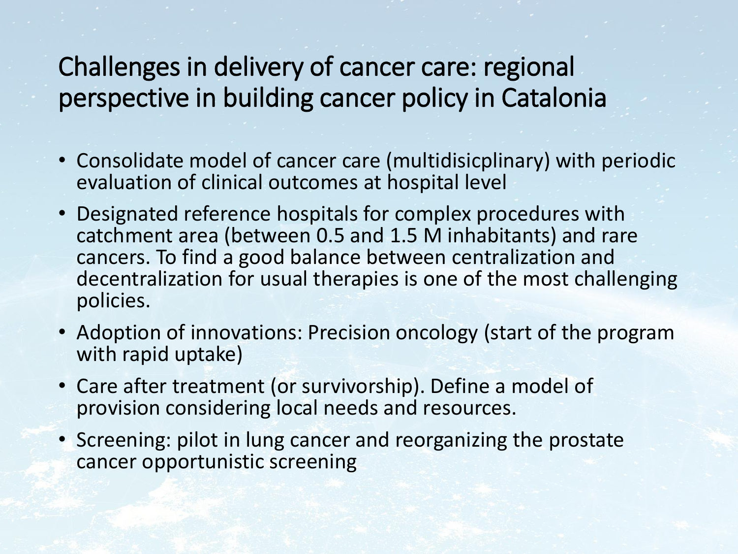# Challenges in delivery of cancer care: regional perspective in building cancer policy in Catalonia

- Consolidate model of cancer care (multidisicplinary) with periodic evaluation of clinical outcomes at hospital level
- Designated reference hospitals for complex procedures with catchment area (between 0.5 and 1.5 M inhabitants) and rare cancers. To find a good balance between centralization and decentralization for usual therapies is one of the most challenging policies.
- Adoption of innovations: Precision oncology (start of the program with rapid uptake)
- Care after treatment (or survivorship). Define a model of provision considering local needs and resources.
- Screening: pilot in lung cancer and reorganizing the prostate cancer opportunistic screening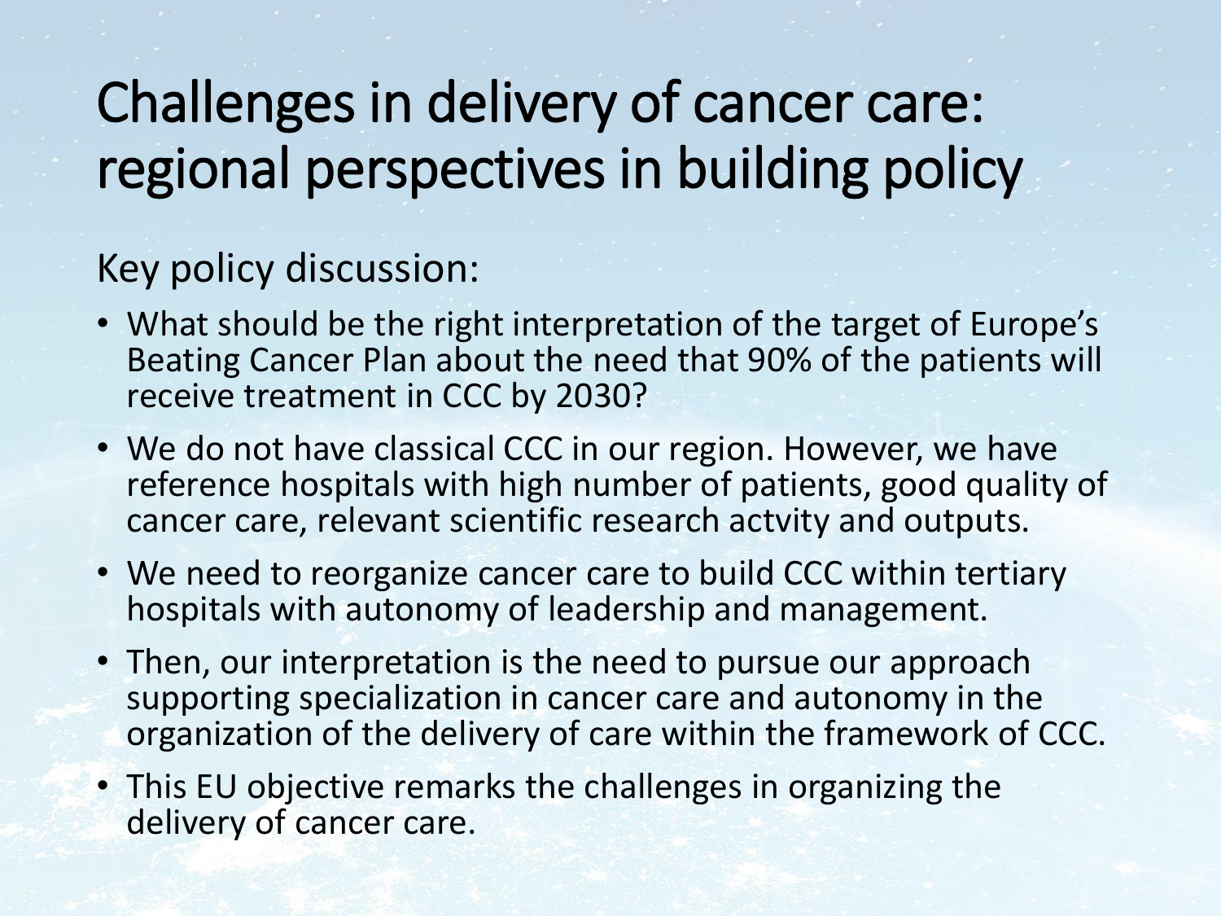# Challenges in delivery of cancer care: regional perspectives in building policy

Key policy discussion:

- What should be the right interpretation of the target of Europe's Beating Cancer Plan about the need that 90% of the patients will receive treatment in CCC by 2030?
- We do not have classical CCC in our region. However, we have reference hospitals with high number of patients, good quality of cancer care, relevant scientific research actvity and outputs.
- We need to reorganize cancer care to build CCC within tertiary hospitals with autonomy of leadership and management.
- Then, our interpretation is the need to pursue our approach supporting specialization in cancer care and autonomy in the organization of the delivery of care within the framework of CCC.
- This EU objective remarks the challenges in organizing the delivery of cancer care.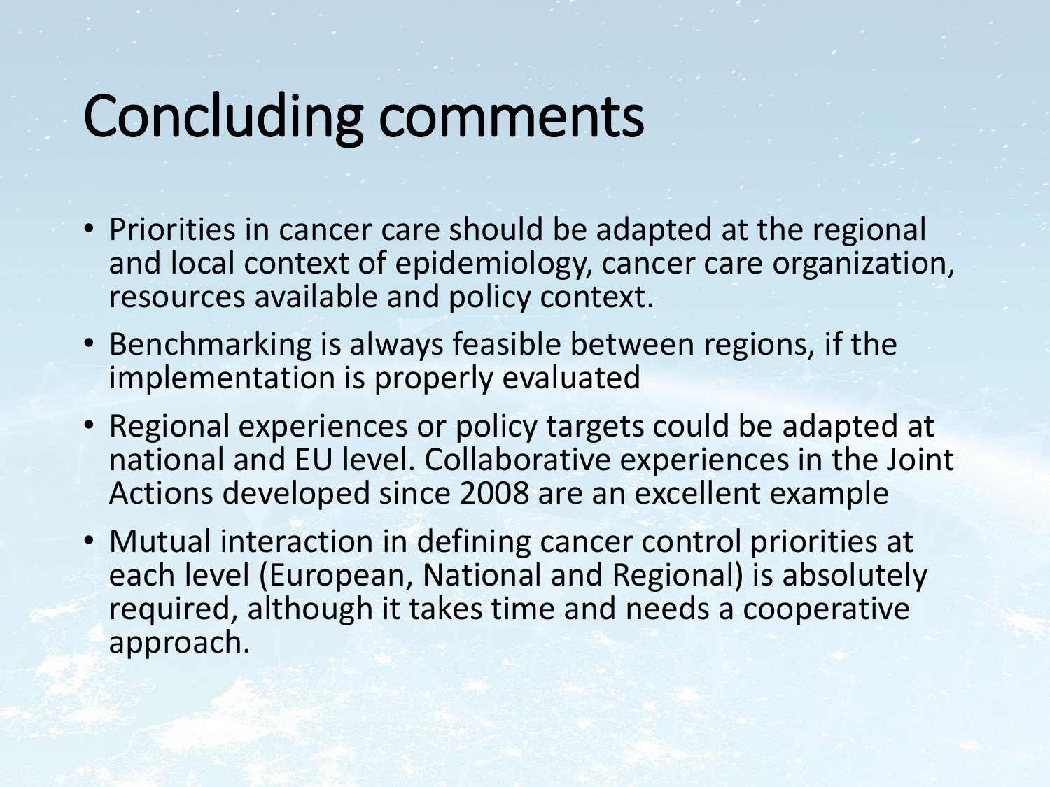# Concluding comments

- Priorities in cancer care should be adapted at the regional and local context of epidemiology, cancer care organization, resources available and policy context.
- Benchmarking is always feasible between regions, if the implementation is properly evaluated
- Regional experiences or policy targets could be adapted at national and EU level. Collaborative experiences in the Joint Actions developed since 2008 are an excellent example
- Mutual interaction in defining cancer control priorities at each level (European, National and Regional) is absolutely required, although it takes time and needs a cooperative approach.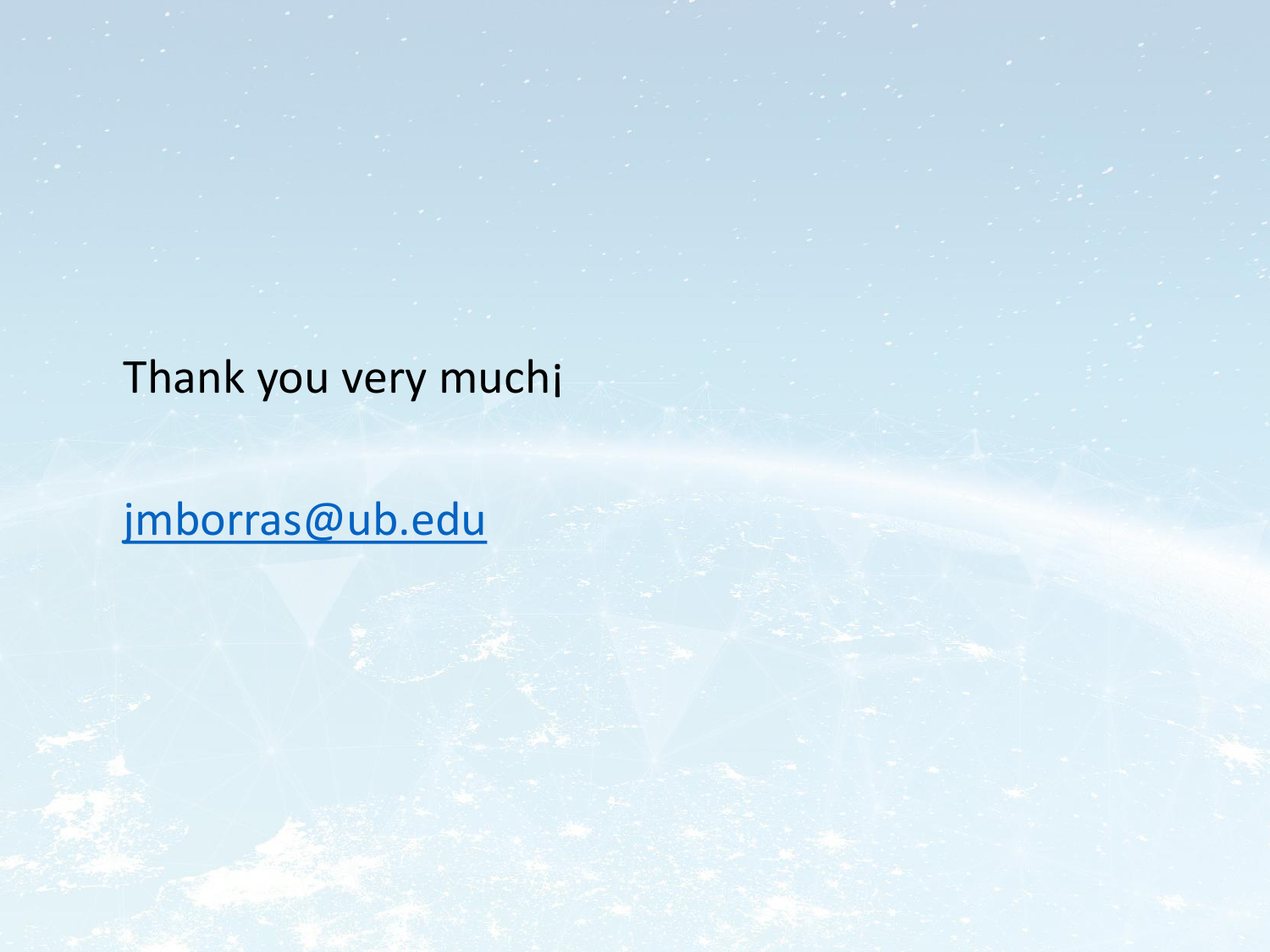Thank you very much¡

jmborras@ub.edu